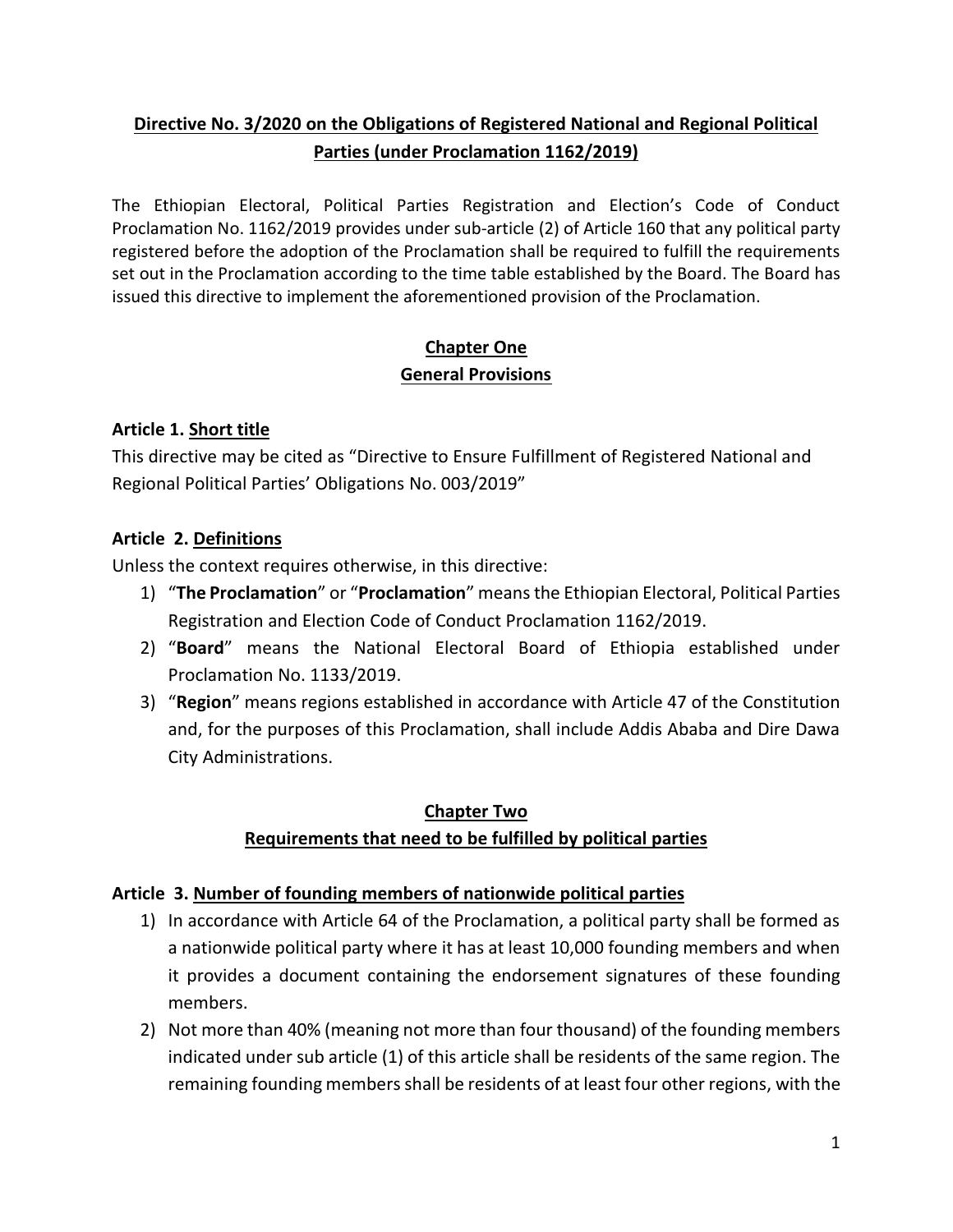# Directive No. 3/2020 on the Obligations of Registered National and Regional Political Parties (under Proclamation 1162/2019)

The Ethiopian Electoral, Political Parties Registration and Election's Code of Conduct Proclamation No. 1162/2019 provides under sub-article (2) of Article 160 that any political party registered before the adoption of the Proclamation shall be required to fulfill the requirements set out in the Proclamation according to the time table established by the Board. The Board has issued this directive to implement the aforementioned provision of the Proclamation.

## Chapter One
## General Provisions

### Article 1. Short title

This directive may be cited as "Directive to Ensure Fulfillment of Registered National and Regional Political Parties' Obligations No. 003/2019"

### Article 2. Definitions

Unless the context requires otherwise, in this directive:

1) "**The Proclamation**" or "**Proclamation**" means the Ethiopian Electoral, Political Parties Registration and Election Code of Conduct Proclamation 1162/2019.
2) "**Board**" means the National Electoral Board of Ethiopia established under Proclamation No. 1133/2019.
3) "**Region**" means regions established in accordance with Article 47 of the Constitution and, for the purposes of this Proclamation, shall include Addis Ababa and Dire Dawa City Administrations.

## Chapter Two
## Requirements that need to be fulfilled by political parties

### Article 3. Number of founding members of nationwide political parties

1) In accordance with Article 64 of the Proclamation, a political party shall be formed as a nationwide political party where it has at least 10,000 founding members and when it provides a document containing the endorsement signatures of these founding members.
2) Not more than 40% (meaning not more than four thousand) of the founding members indicated under sub article (1) of this article shall be residents of the same region. The remaining founding members shall be residents of at least four other regions, with the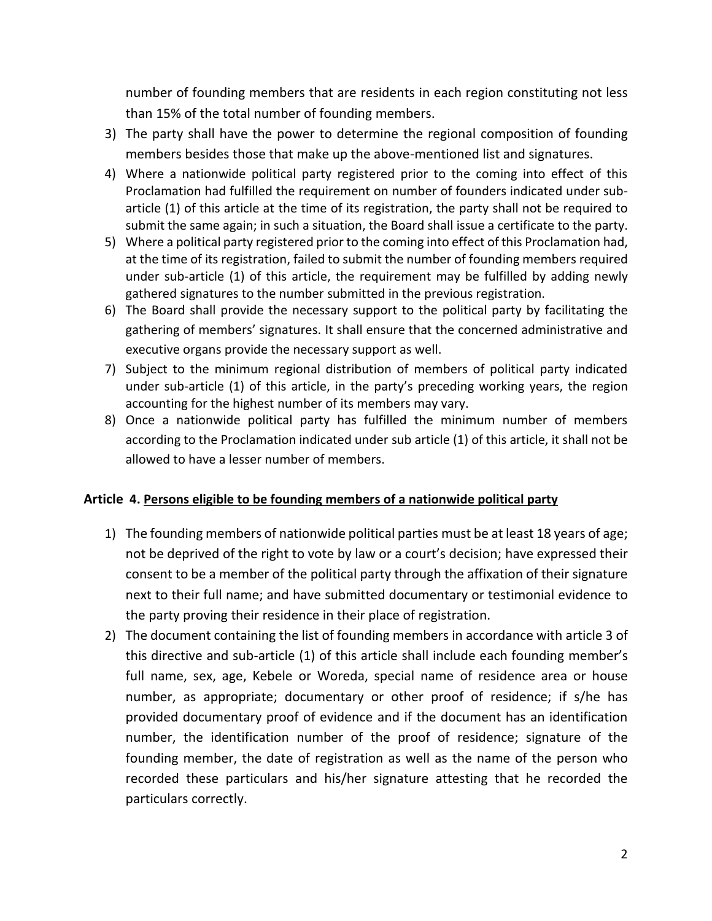number of founding members that are residents in each region constituting not less than 15% of the total number of founding members.

3) The party shall have the power to determine the regional composition of founding members besides those that make up the above-mentioned list and signatures.
4) Where a nationwide political party registered prior to the coming into effect of this Proclamation had fulfilled the requirement on number of founders indicated under sub-article (1) of this article at the time of its registration, the party shall not be required to submit the same again; in such a situation, the Board shall issue a certificate to the party.
5) Where a political party registered prior to the coming into effect of this Proclamation had, at the time of its registration, failed to submit the number of founding members required under sub-article (1) of this article, the requirement may be fulfilled by adding newly gathered signatures to the number submitted in the previous registration.
6) The Board shall provide the necessary support to the political party by facilitating the gathering of members' signatures. It shall ensure that the concerned administrative and executive organs provide the necessary support as well.
7) Subject to the minimum regional distribution of members of political party indicated under sub-article (1) of this article, in the party's preceding working years, the region accounting for the highest number of its members may vary.
8) Once a nationwide political party has fulfilled the minimum number of members according to the Proclamation indicated under sub article (1) of this article, it shall not be allowed to have a lesser number of members.

### Article 4. Persons eligible to be founding members of a nationwide political party

1) The founding members of nationwide political parties must be at least 18 years of age; not be deprived of the right to vote by law or a court's decision; have expressed their consent to be a member of the political party through the affixation of their signature next to their full name; and have submitted documentary or testimonial evidence to the party proving their residence in their place of registration.
2) The document containing the list of founding members in accordance with article 3 of this directive and sub-article (1) of this article shall include each founding member's full name, sex, age, Kebele or Woreda, special name of residence area or house number, as appropriate; documentary or other proof of residence; if s/he has provided documentary proof of evidence and if the document has an identification number, the identification number of the proof of residence; signature of the founding member, the date of registration as well as the name of the person who recorded these particulars and his/her signature attesting that he recorded the particulars correctly.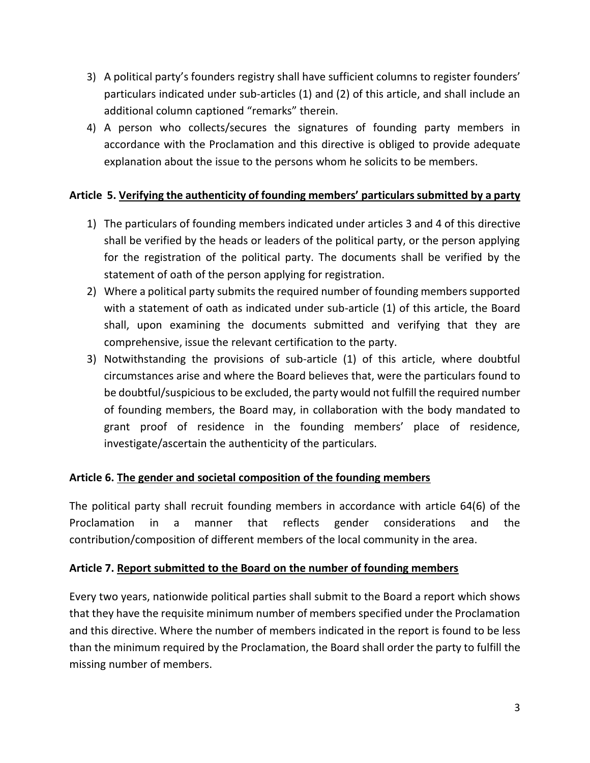3) A political party's founders registry shall have sufficient columns to register founders' particulars indicated under sub-articles (1) and (2) of this article, and shall include an additional column captioned "remarks" therein.
4) A person who collects/secures the signatures of founding party members in accordance with the Proclamation and this directive is obliged to provide adequate explanation about the issue to the persons whom he solicits to be members.

**Article 5. <u>Verifying the authenticity of founding members' particulars submitted by a party</u>**

1) The particulars of founding members indicated under articles 3 and 4 of this directive shall be verified by the heads or leaders of the political party, or the person applying for the registration of the political party. The documents shall be verified by the statement of oath of the person applying for registration.
2) Where a political party submits the required number of founding members supported with a statement of oath as indicated under sub-article (1) of this article, the Board shall, upon examining the documents submitted and verifying that they are comprehensive, issue the relevant certification to the party.
3) Notwithstanding the provisions of sub-article (1) of this article, where doubtful circumstances arise and where the Board believes that, were the particulars found to be doubtful/suspicious to be excluded, the party would not fulfill the required number of founding members, the Board may, in collaboration with the body mandated to grant proof of residence in the founding members' place of residence, investigate/ascertain the authenticity of the particulars.

**Article 6. <u>The gender and societal composition of the founding members</u>**

The political party shall recruit founding members in accordance with article 64(6) of the Proclamation in a manner that reflects gender considerations and the contribution/composition of different members of the local community in the area.

**Article 7. <u>Report submitted to the Board on the number of founding members</u>**

Every two years, nationwide political parties shall submit to the Board a report which shows that they have the requisite minimum number of members specified under the Proclamation and this directive. Where the number of members indicated in the report is found to be less than the minimum required by the Proclamation, the Board shall order the party to fulfill the missing number of members.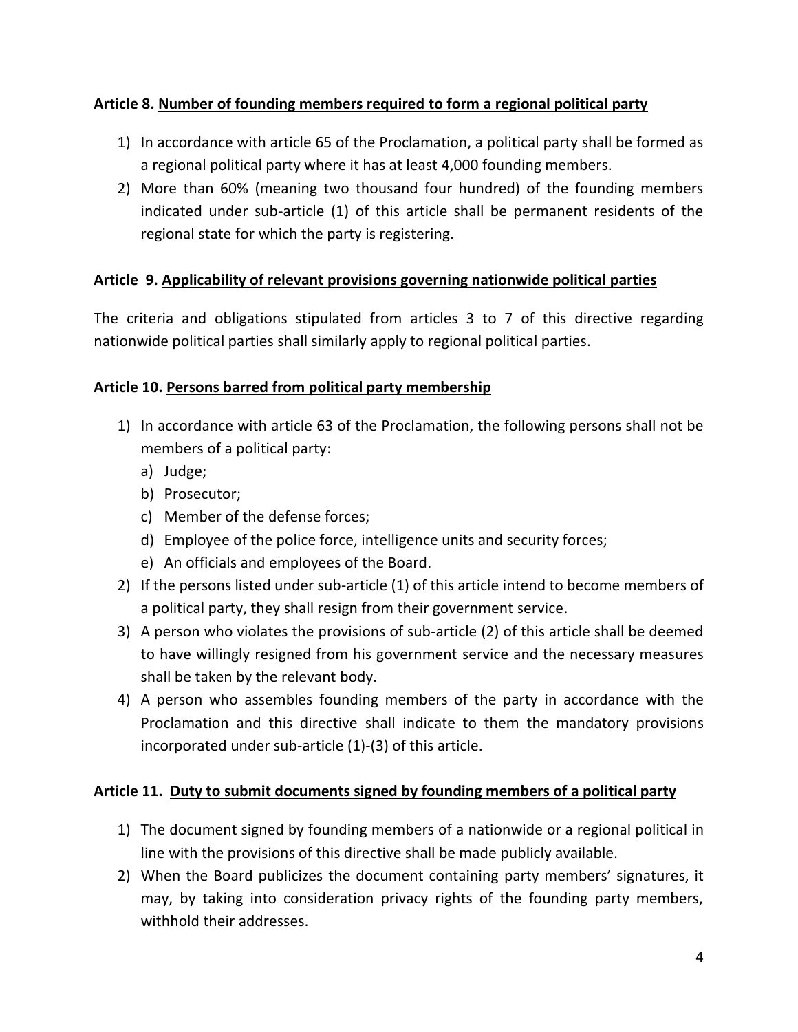**Article 8. Number of founding members required to form a regional political party**

1) In accordance with article 65 of the Proclamation, a political party shall be formed as a regional political party where it has at least 4,000 founding members.
2) More than 60% (meaning two thousand four hundred) of the founding members indicated under sub-article (1) of this article shall be permanent residents of the regional state for which the party is registering.

**Article 9. Applicability of relevant provisions governing nationwide political parties**

The criteria and obligations stipulated from articles 3 to 7 of this directive regarding nationwide political parties shall similarly apply to regional political parties.

**Article 10. Persons barred from political party membership**

1) In accordance with article 63 of the Proclamation, the following persons shall not be members of a political party:
   a) Judge;
   b) Prosecutor;
   c) Member of the defense forces;
   d) Employee of the police force, intelligence units and security forces;
   e) An officials and employees of the Board.
2) If the persons listed under sub-article (1) of this article intend to become members of a political party, they shall resign from their government service.
3) A person who violates the provisions of sub-article (2) of this article shall be deemed to have willingly resigned from his government service and the necessary measures shall be taken by the relevant body.
4) A person who assembles founding members of the party in accordance with the Proclamation and this directive shall indicate to them the mandatory provisions incorporated under sub-article (1)-(3) of this article.

**Article 11. Duty to submit documents signed by founding members of a political party**

1) The document signed by founding members of a nationwide or a regional political in line with the provisions of this directive shall be made publicly available.
2) When the Board publicizes the document containing party members' signatures, it may, by taking into consideration privacy rights of the founding party members, withhold their addresses.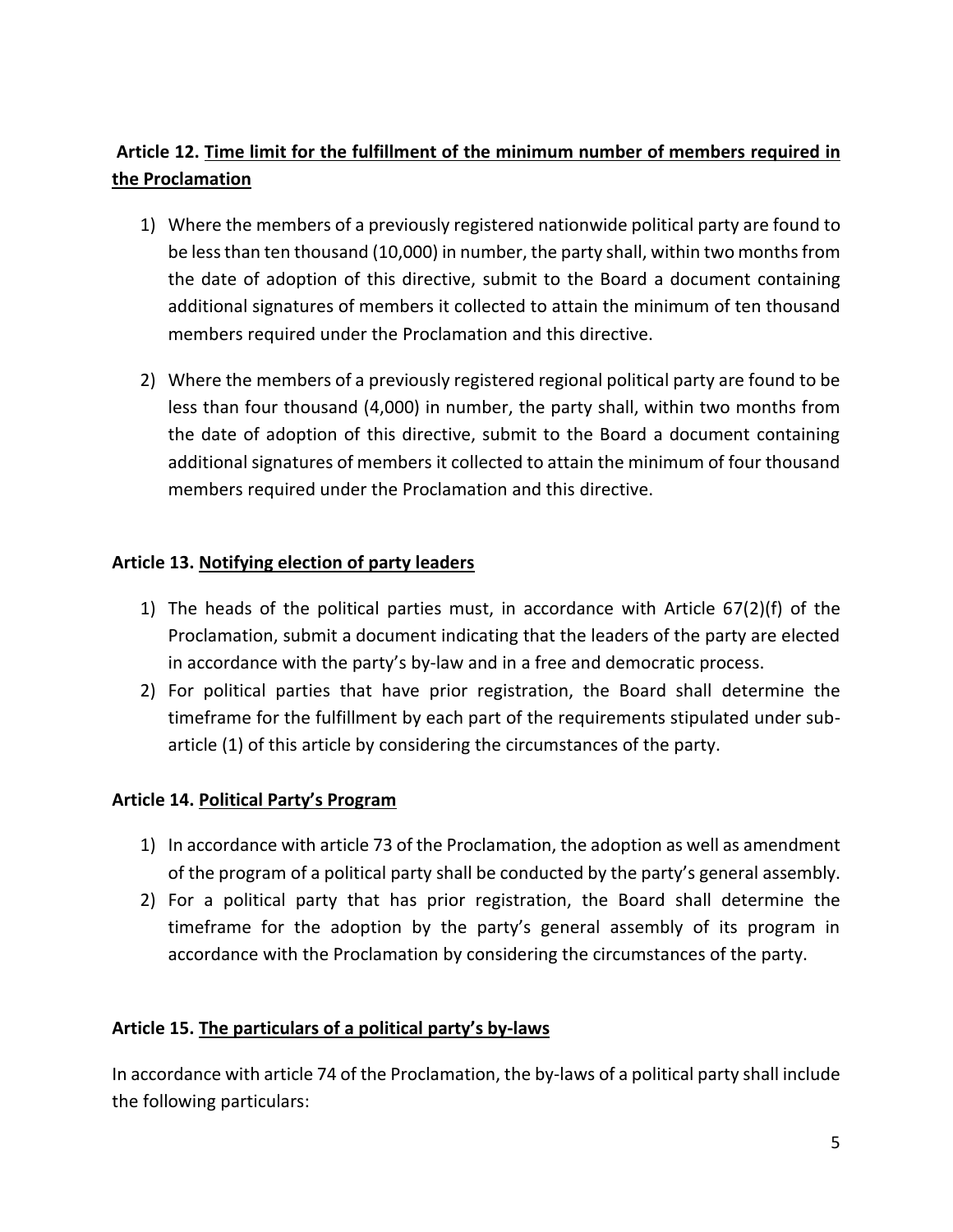**Article 12. Time limit for the fulfillment of the minimum number of members required in the Proclamation**

1) Where the members of a previously registered nationwide political party are found to be less than ten thousand (10,000) in number, the party shall, within two months from the date of adoption of this directive, submit to the Board a document containing additional signatures of members it collected to attain the minimum of ten thousand members required under the Proclamation and this directive.

2) Where the members of a previously registered regional political party are found to be less than four thousand (4,000) in number, the party shall, within two months from the date of adoption of this directive, submit to the Board a document containing additional signatures of members it collected to attain the minimum of four thousand members required under the Proclamation and this directive.

**Article 13. Notifying election of party leaders**

1) The heads of the political parties must, in accordance with Article 67(2)(f) of the Proclamation, submit a document indicating that the leaders of the party are elected in accordance with the party's by-law and in a free and democratic process.
2) For political parties that have prior registration, the Board shall determine the timeframe for the fulfillment by each part of the requirements stipulated under sub-article (1) of this article by considering the circumstances of the party.

**Article 14. Political Party's Program**

1) In accordance with article 73 of the Proclamation, the adoption as well as amendment of the program of a political party shall be conducted by the party's general assembly.
2) For a political party that has prior registration, the Board shall determine the timeframe for the adoption by the party's general assembly of its program in accordance with the Proclamation by considering the circumstances of the party.

**Article 15. The particulars of a political party's by-laws**

In accordance with article 74 of the Proclamation, the by-laws of a political party shall include the following particulars: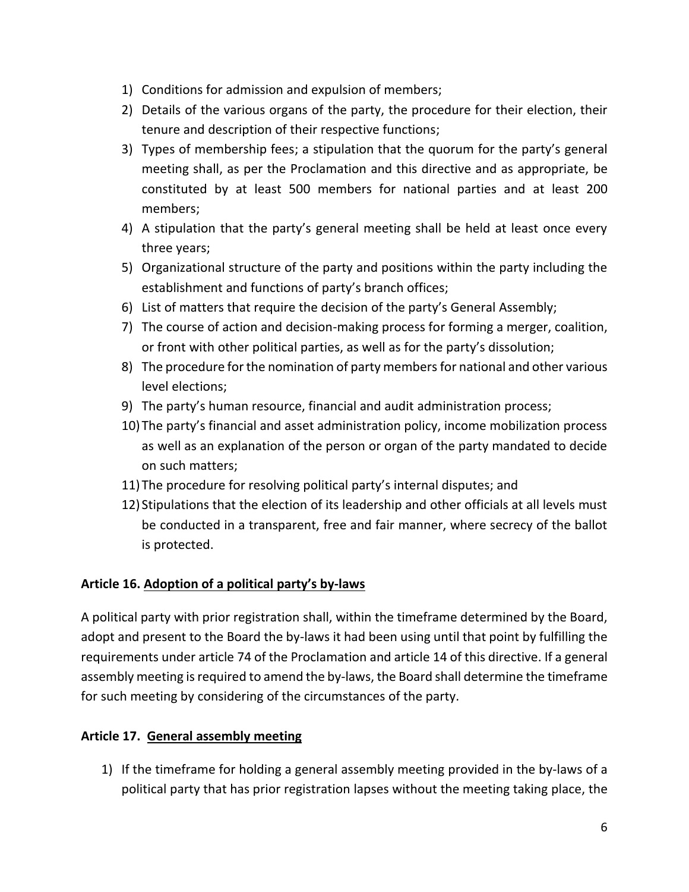1) Conditions for admission and expulsion of members;
2) Details of the various organs of the party, the procedure for their election, their tenure and description of their respective functions;
3) Types of membership fees; a stipulation that the quorum for the party's general meeting shall, as per the Proclamation and this directive and as appropriate, be constituted by at least 500 members for national parties and at least 200 members;
4) A stipulation that the party's general meeting shall be held at least once every three years;
5) Organizational structure of the party and positions within the party including the establishment and functions of party's branch offices;
6) List of matters that require the decision of the party's General Assembly;
7) The course of action and decision-making process for forming a merger, coalition, or front with other political parties, as well as for the party's dissolution;
8) The procedure for the nomination of party members for national and other various level elections;
9) The party's human resource, financial and audit administration process;
10) The party's financial and asset administration policy, income mobilization process as well as an explanation of the person or organ of the party mandated to decide on such matters;
11) The procedure for resolving political party's internal disputes; and
12) Stipulations that the election of its leadership and other officials at all levels must be conducted in a transparent, free and fair manner, where secrecy of the ballot is protected.

**Article 16. Adoption of a political party's by-laws**

A political party with prior registration shall, within the timeframe determined by the Board, adopt and present to the Board the by-laws it had been using until that point by fulfilling the requirements under article 74 of the Proclamation and article 14 of this directive. If a general assembly meeting is required to amend the by-laws, the Board shall determine the timeframe for such meeting by considering of the circumstances of the party.

**Article 17. General assembly meeting**

1) If the timeframe for holding a general assembly meeting provided in the by-laws of a political party that has prior registration lapses without the meeting taking place, the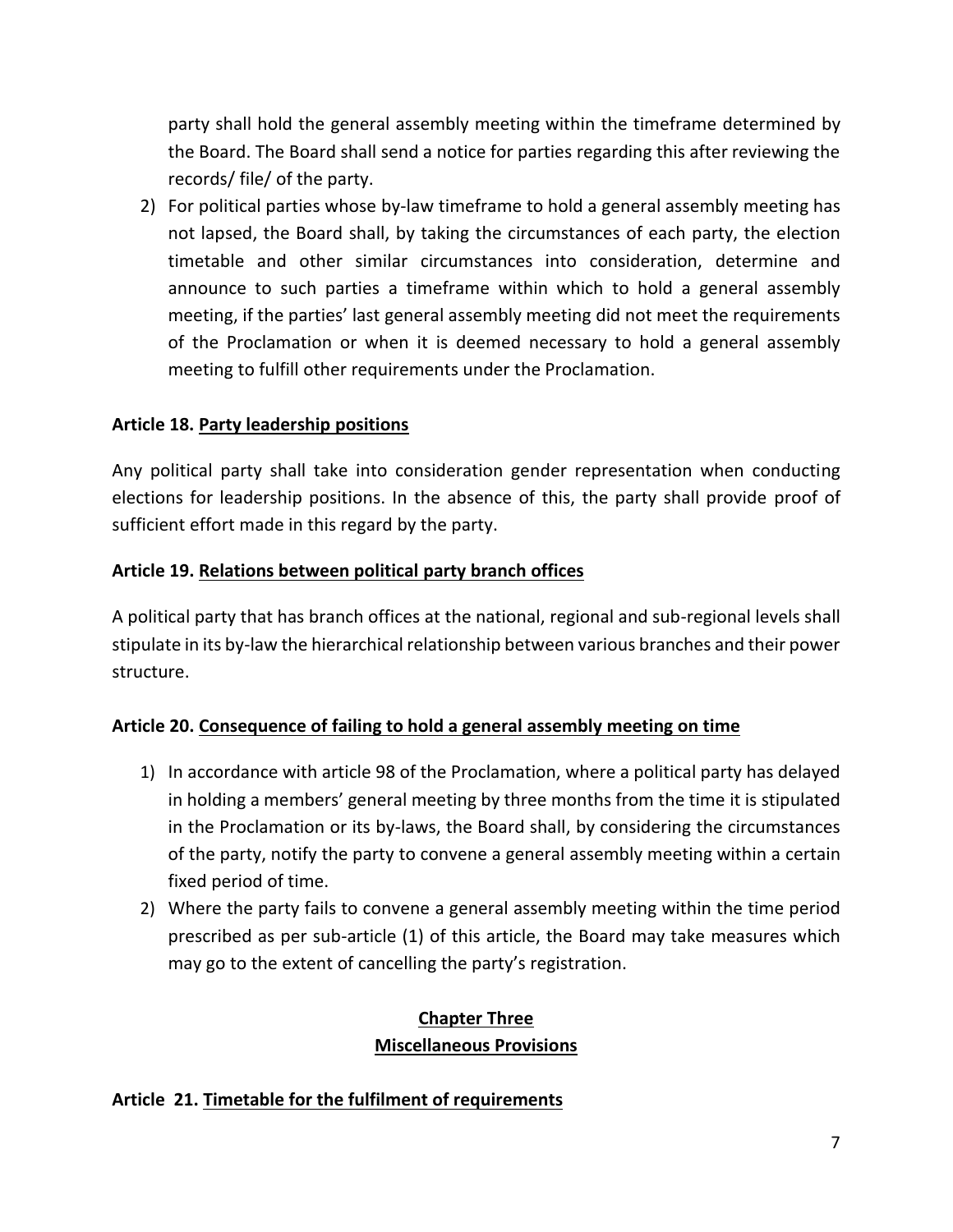party shall hold the general assembly meeting within the timeframe determined by the Board. The Board shall send a notice for parties regarding this after reviewing the records/ file/ of the party.

2) For political parties whose by-law timeframe to hold a general assembly meeting has not lapsed, the Board shall, by taking the circumstances of each party, the election timetable and other similar circumstances into consideration, determine and announce to such parties a timeframe within which to hold a general assembly meeting, if the parties' last general assembly meeting did not meet the requirements of the Proclamation or when it is deemed necessary to hold a general assembly meeting to fulfill other requirements under the Proclamation.

**Article 18. Party leadership positions**

Any political party shall take into consideration gender representation when conducting elections for leadership positions. In the absence of this, the party shall provide proof of sufficient effort made in this regard by the party.

**Article 19. Relations between political party branch offices**

A political party that has branch offices at the national, regional and sub-regional levels shall stipulate in its by-law the hierarchical relationship between various branches and their power structure.

**Article 20. Consequence of failing to hold a general assembly meeting on time**

1) In accordance with article 98 of the Proclamation, where a political party has delayed in holding a members' general meeting by three months from the time it is stipulated in the Proclamation or its by-laws, the Board shall, by considering the circumstances of the party, notify the party to convene a general assembly meeting within a certain fixed period of time.
2) Where the party fails to convene a general assembly meeting within the time period prescribed as per sub-article (1) of this article, the Board may take measures which may go to the extent of cancelling the party's registration.

## Chapter Three
## Miscellaneous Provisions

**Article 21. Timetable for the fulfilment of requirements**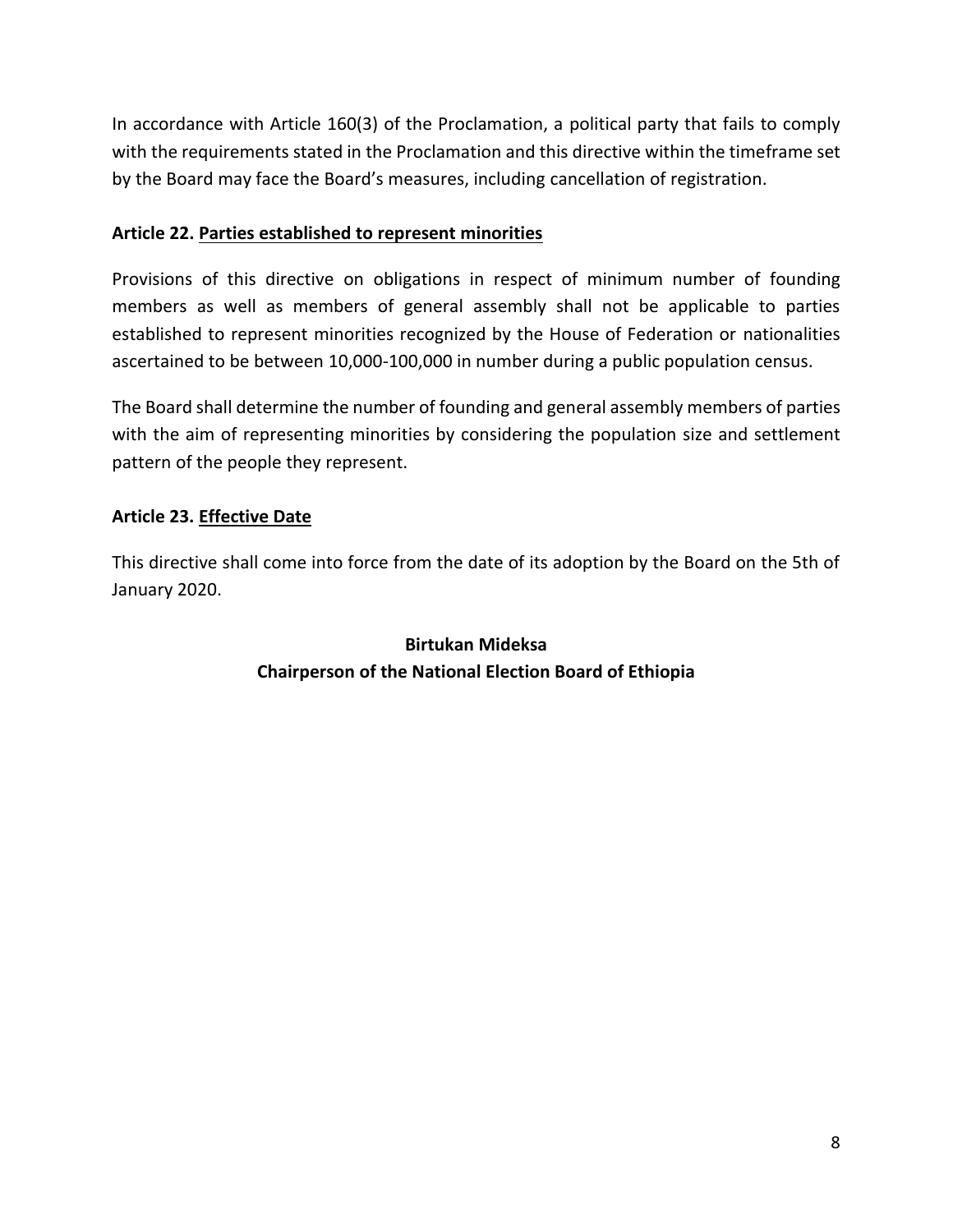In accordance with Article 160(3) of the Proclamation, a political party that fails to comply with the requirements stated in the Proclamation and this directive within the timeframe set by the Board may face the Board's measures, including cancellation of registration.

**Article 22. Parties established to represent minorities**

Provisions of this directive on obligations in respect of minimum number of founding members as well as members of general assembly shall not be applicable to parties established to represent minorities recognized by the House of Federation or nationalities ascertained to be between 10,000-100,000 in number during a public population census.

The Board shall determine the number of founding and general assembly members of parties with the aim of representing minorities by considering the population size and settlement pattern of the people they represent.

**Article 23. Effective Date**

This directive shall come into force from the date of its adoption by the Board on the 5th of January 2020.

**Birtukan Mideksa**
**Chairperson of the National Election Board of Ethiopia**